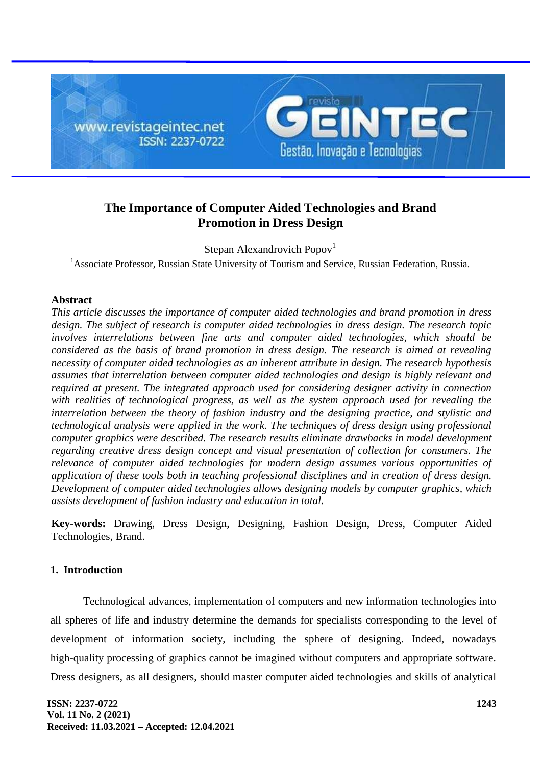# The Importance of Computer Aided Technologies and Brand Promotion in Dress Design

Stepan Alexandrovich Popov[1]

[1]Associate Professor, Russian State University of Tourism and Service, Russian Federation, Russia.

**Abstract**

*This article discusses the importance of computer aided technologies and brand promotion in dress design. The subject of research is computer aided technologies in dress design. The research topic involves interrelations between fine arts and computer aided technologies, which should be considered as the basis of brand promotion in dress design. The research is aimed at revealing necessity of computer aided technologies as an inherent attribute in design. The research hypothesis assumes that interrelation between computer aided technologies and design is highly relevant and required at present. The integrated approach used for considering designer activity in connection with realities of technological progress, as well as the system approach used for revealing the interrelation between the theory of fashion industry and the designing practice, and stylistic and technological analysis were applied in the work. The techniques of dress design using professional computer graphics were described. The research results eliminate drawbacks in model development regarding creative dress design concept and visual presentation of collection for consumers. The relevance of computer aided technologies for modern design assumes various opportunities of application of these tools both in teaching professional disciplines and in creation of dress design. Development of computer aided technologies allows designing models by computer graphics, which assists development of fashion industry and education in total.*

**Key-words:** Drawing, Dress Design, Designing, Fashion Design, Dress, Computer Aided Technologies, Brand.

## 1. Introduction

Technological advances, implementation of computers and new information technologies into all spheres of life and industry determine the demands for specialists corresponding to the level of development of information society, including the sphere of designing. Indeed, nowadays high-quality processing of graphics cannot be imagined without computers and appropriate software. Dress designers, as all designers, should master computer aided technologies and skills of analytical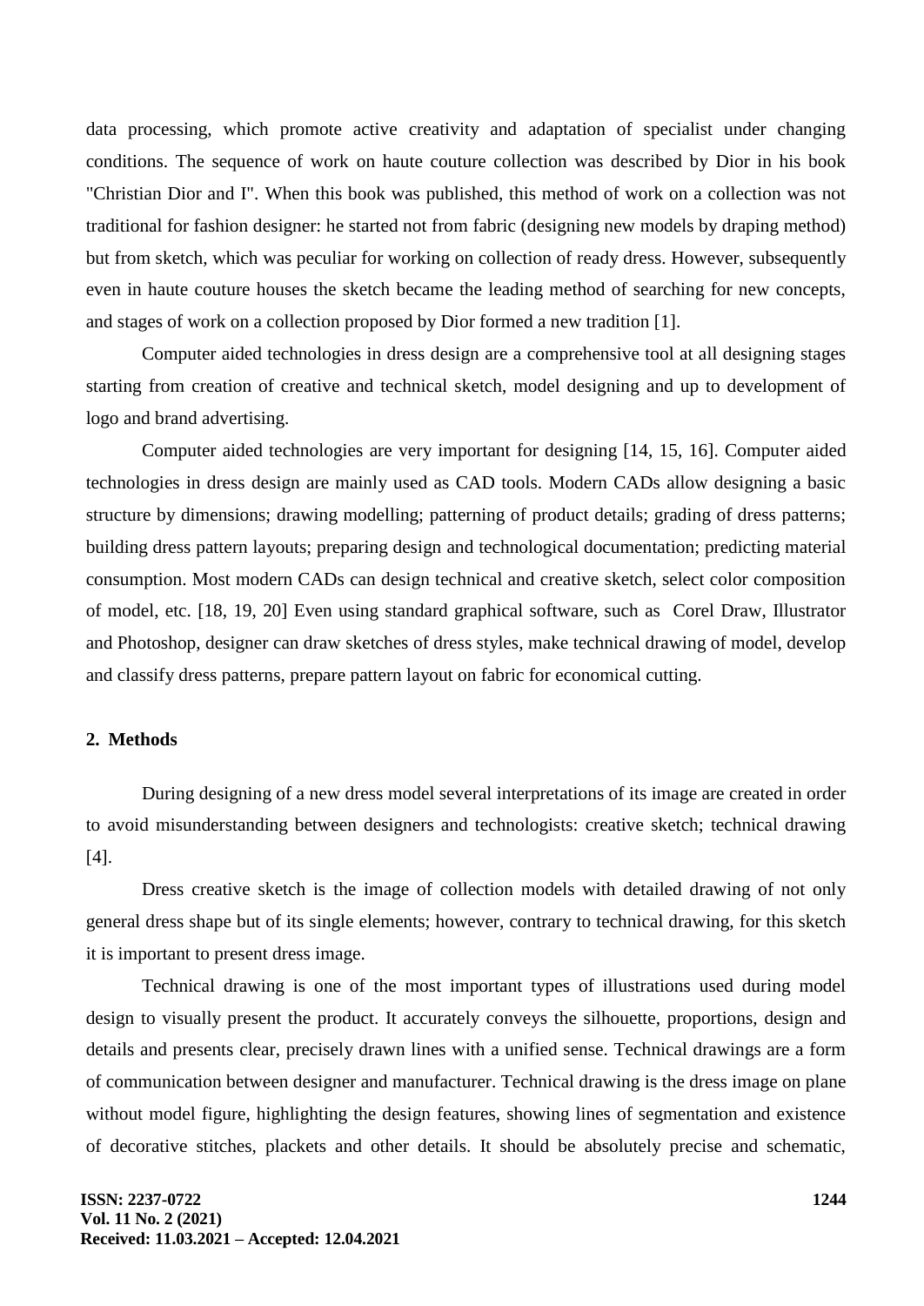data processing, which promote active creativity and adaptation of specialist under changing conditions. The sequence of work on haute couture collection was described by Dior in his book "Christian Dior and I". When this book was published, this method of work on a collection was not traditional for fashion designer: he started not from fabric (designing new models by draping method) but from sketch, which was peculiar for working on collection of ready dress. However, subsequently even in haute couture houses the sketch became the leading method of searching for new concepts, and stages of work on a collection proposed by Dior formed a new tradition [1].

Computer aided technologies in dress design are a comprehensive tool at all designing stages starting from creation of creative and technical sketch, model designing and up to development of logo and brand advertising.

Computer aided technologies are very important for designing [14, 15, 16]. Computer aided technologies in dress design are mainly used as CAD tools. Modern CADs allow designing a basic structure by dimensions; drawing modelling; patterning of product details; grading of dress patterns; building dress pattern layouts; preparing design and technological documentation; predicting material consumption. Most modern CADs can design technical and creative sketch, select color composition of model, etc. [18, 19, 20] Even using standard graphical software, such as Corel Draw, Illustrator and Photoshop, designer can draw sketches of dress styles, make technical drawing of model, develop and classify dress patterns, prepare pattern layout on fabric for economical cutting.

## 2. Methods

During designing of a new dress model several interpretations of its image are created in order to avoid misunderstanding between designers and technologists: creative sketch; technical drawing [4].

Dress creative sketch is the image of collection models with detailed drawing of not only general dress shape but of its single elements; however, contrary to technical drawing, for this sketch it is important to present dress image.

Technical drawing is one of the most important types of illustrations used during model design to visually present the product. It accurately conveys the silhouette, proportions, design and details and presents clear, precisely drawn lines with a unified sense. Technical drawings are a form of communication between designer and manufacturer. Technical drawing is the dress image on plane without model figure, highlighting the design features, showing lines of segmentation and existence of decorative stitches, plackets and other details. It should be absolutely precise and schematic,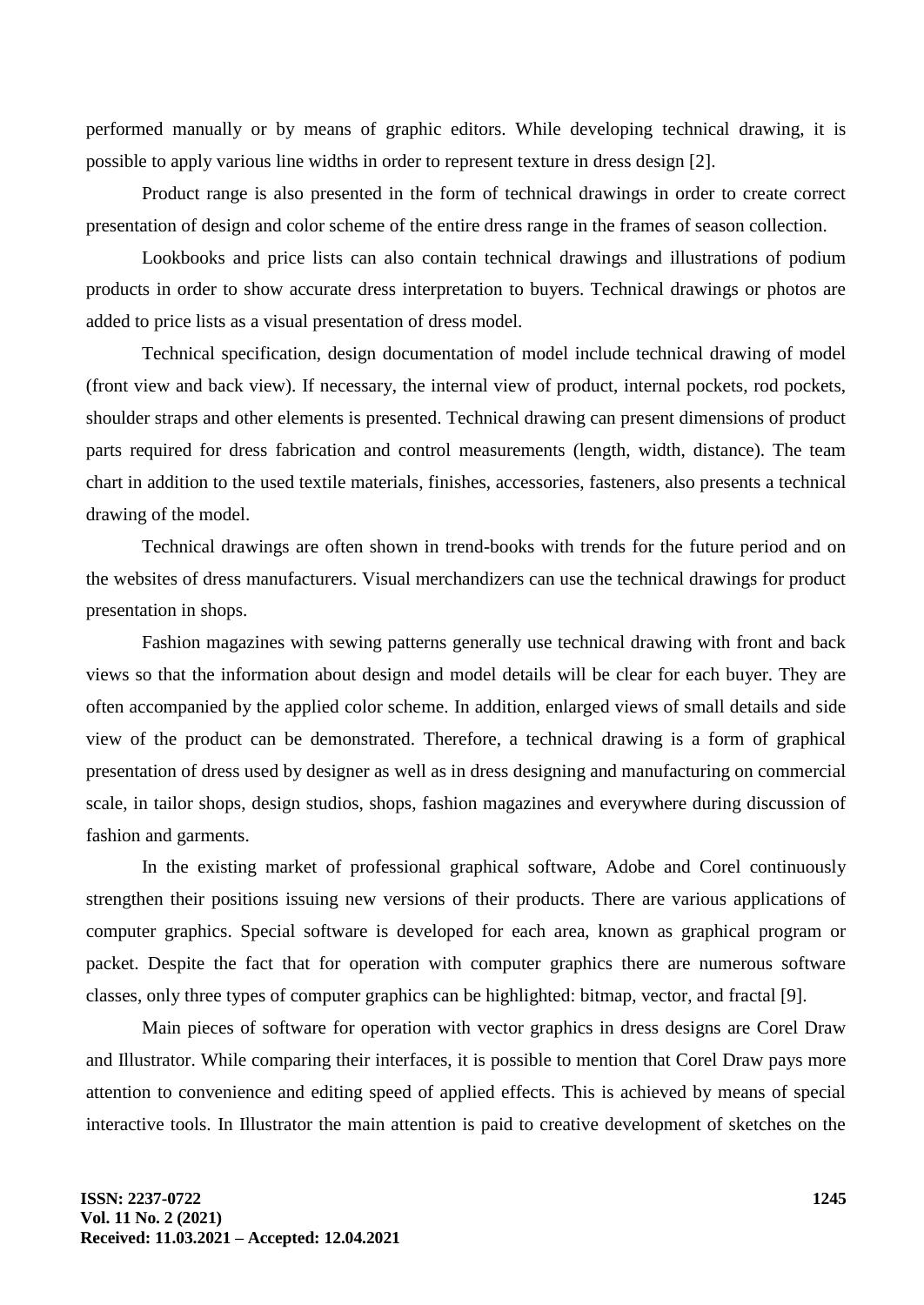performed manually or by means of graphic editors. While developing technical drawing, it is possible to apply various line widths in order to represent texture in dress design [2].

Product range is also presented in the form of technical drawings in order to create correct presentation of design and color scheme of the entire dress range in the frames of season collection.

Lookbooks and price lists can also contain technical drawings and illustrations of podium products in order to show accurate dress interpretation to buyers. Technical drawings or photos are added to price lists as a visual presentation of dress model.

Technical specification, design documentation of model include technical drawing of model (front view and back view). If necessary, the internal view of product, internal pockets, rod pockets, shoulder straps and other elements is presented. Technical drawing can present dimensions of product parts required for dress fabrication and control measurements (length, width, distance). The team chart in addition to the used textile materials, finishes, accessories, fasteners, also presents a technical drawing of the model.

Technical drawings are often shown in trend-books with trends for the future period and on the websites of dress manufacturers. Visual merchandizers can use the technical drawings for product presentation in shops.

Fashion magazines with sewing patterns generally use technical drawing with front and back views so that the information about design and model details will be clear for each buyer. They are often accompanied by the applied color scheme. In addition, enlarged views of small details and side view of the product can be demonstrated. Therefore, a technical drawing is a form of graphical presentation of dress used by designer as well as in dress designing and manufacturing on commercial scale, in tailor shops, design studios, shops, fashion magazines and everywhere during discussion of fashion and garments.

In the existing market of professional graphical software, Adobe and Corel continuously strengthen their positions issuing new versions of their products. There are various applications of computer graphics. Special software is developed for each area, known as graphical program or packet. Despite the fact that for operation with computer graphics there are numerous software classes, only three types of computer graphics can be highlighted: bitmap, vector, and fractal [9].

Main pieces of software for operation with vector graphics in dress designs are Corel Draw and Illustrator. While comparing their interfaces, it is possible to mention that Corel Draw pays more attention to convenience and editing speed of applied effects. This is achieved by means of special interactive tools. In Illustrator the main attention is paid to creative development of sketches on the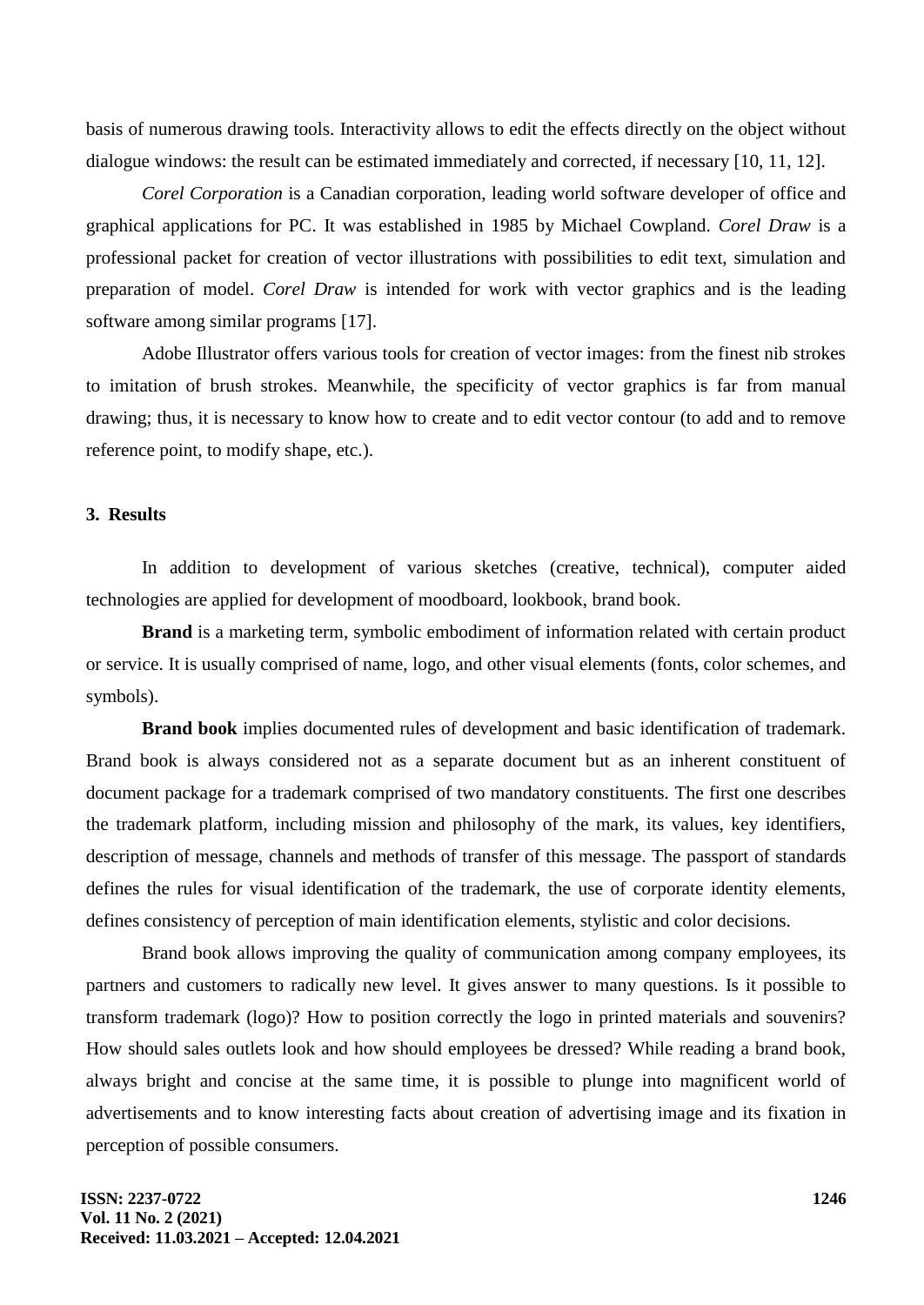basis of numerous drawing tools. Interactivity allows to edit the effects directly on the object without dialogue windows: the result can be estimated immediately and corrected, if necessary [10, 11, 12].

*Corel Corporation* is a Canadian corporation, leading world software developer of office and graphical applications for PC. It was established in 1985 by Michael Cowpland. *Corel Draw* is a professional packet for creation of vector illustrations with possibilities to edit text, simulation and preparation of model. *Corel Draw* is intended for work with vector graphics and is the leading software among similar programs [17].

Adobe Illustrator offers various tools for creation of vector images: from the finest nib strokes to imitation of brush strokes. Meanwhile, the specificity of vector graphics is far from manual drawing; thus, it is necessary to know how to create and to edit vector contour (to add and to remove reference point, to modify shape, etc.).

## 3. Results

In addition to development of various sketches (creative, technical), computer aided technologies are applied for development of moodboard, lookbook, brand book.

**Brand** is a marketing term, symbolic embodiment of information related with certain product or service. It is usually comprised of name, logo, and other visual elements (fonts, color schemes, and symbols).

**Brand book** implies documented rules of development and basic identification of trademark. Brand book is always considered not as a separate document but as an inherent constituent of document package for a trademark comprised of two mandatory constituents. The first one describes the trademark platform, including mission and philosophy of the mark, its values, key identifiers, description of message, channels and methods of transfer of this message. The passport of standards defines the rules for visual identification of the trademark, the use of corporate identity elements, defines consistency of perception of main identification elements, stylistic and color decisions.

Brand book allows improving the quality of communication among company employees, its partners and customers to radically new level. It gives answer to many questions. Is it possible to transform trademark (logo)? How to position correctly the logo in printed materials and souvenirs? How should sales outlets look and how should employees be dressed? While reading a brand book, always bright and concise at the same time, it is possible to plunge into magnificent world of advertisements and to know interesting facts about creation of advertising image and its fixation in perception of possible consumers.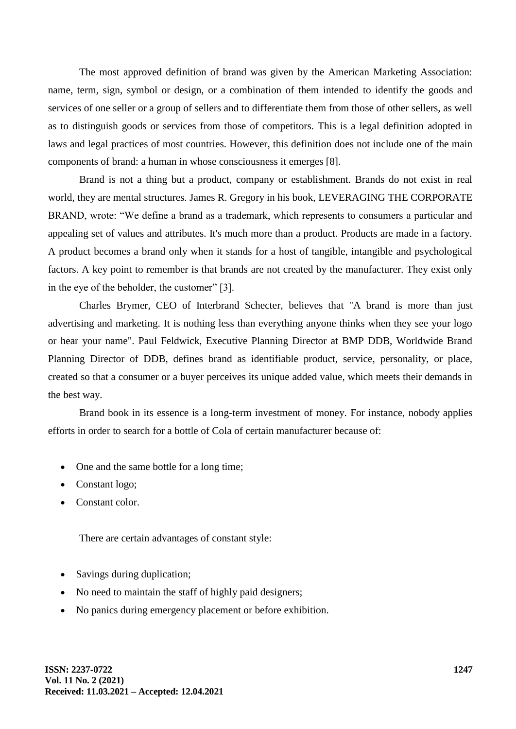The most approved definition of brand was given by the American Marketing Association: name, term, sign, symbol or design, or a combination of them intended to identify the goods and services of one seller or a group of sellers and to differentiate them from those of other sellers, as well as to distinguish goods or services from those of competitors. This is a legal definition adopted in laws and legal practices of most countries. However, this definition does not include one of the main components of brand: a human in whose consciousness it emerges [8].

Brand is not a thing but a product, company or establishment. Brands do not exist in real world, they are mental structures. James R. Gregory in his book, LEVERAGING THE CORPORATE BRAND, wrote: "We define a brand as a trademark, which represents to consumers a particular and appealing set of values and attributes. It's much more than a product. Products are made in a factory. A product becomes a brand only when it stands for a host of tangible, intangible and psychological factors. A key point to remember is that brands are not created by the manufacturer. They exist only in the eye of the beholder, the customer" [3].

Charles Brymer, CEO of Interbrand Schecter, believes that "A brand is more than just advertising and marketing. It is nothing less than everything anyone thinks when they see your logo or hear your name". Paul Feldwick, Executive Planning Director at BMP DDB, Worldwide Brand Planning Director of DDB, defines brand as identifiable product, service, personality, or place, created so that a consumer or a buyer perceives its unique added value, which meets their demands in the best way.

Brand book in its essence is a long-term investment of money. For instance, nobody applies efforts in order to search for a bottle of Cola of certain manufacturer because of:

- One and the same bottle for a long time;
- Constant logo;
- Constant color.

There are certain advantages of constant style:

- Savings during duplication;
- No need to maintain the staff of highly paid designers;
- No panics during emergency placement or before exhibition.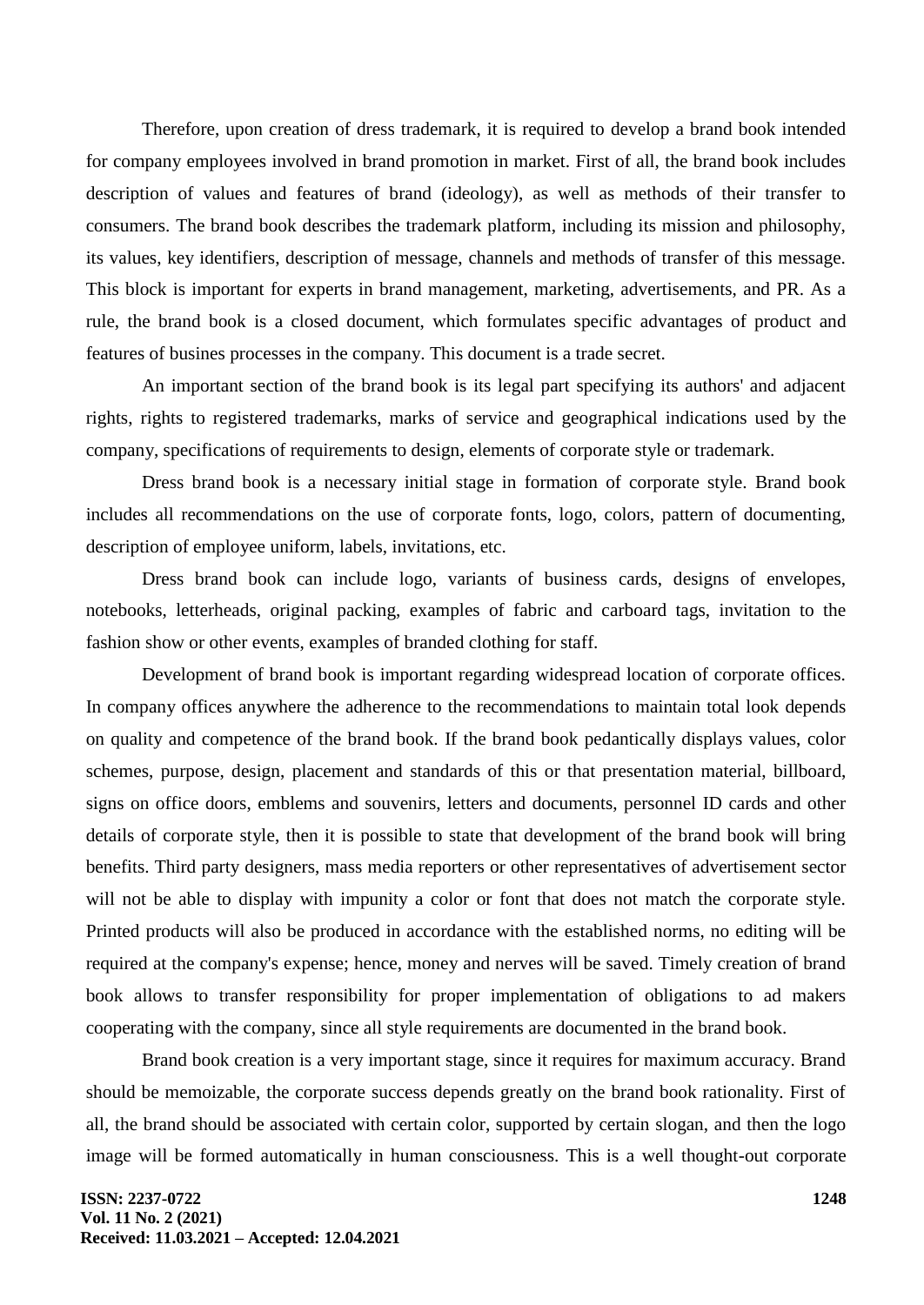Therefore, upon creation of dress trademark, it is required to develop a brand book intended for company employees involved in brand promotion in market. First of all, the brand book includes description of values and features of brand (ideology), as well as methods of their transfer to consumers. The brand book describes the trademark platform, including its mission and philosophy, its values, key identifiers, description of message, channels and methods of transfer of this message. This block is important for experts in brand management, marketing, advertisements, and PR. As a rule, the brand book is a closed document, which formulates specific advantages of product and features of busines processes in the company. This document is a trade secret.

An important section of the brand book is its legal part specifying its authors' and adjacent rights, rights to registered trademarks, marks of service and geographical indications used by the company, specifications of requirements to design, elements of corporate style or trademark.

Dress brand book is a necessary initial stage in formation of corporate style. Brand book includes all recommendations on the use of corporate fonts, logo, colors, pattern of documenting, description of employee uniform, labels, invitations, etc.

Dress brand book can include logo, variants of business cards, designs of envelopes, notebooks, letterheads, original packing, examples of fabric and carboard tags, invitation to the fashion show or other events, examples of branded clothing for staff.

Development of brand book is important regarding widespread location of corporate offices. In company offices anywhere the adherence to the recommendations to maintain total look depends on quality and competence of the brand book. If the brand book pedantically displays values, color schemes, purpose, design, placement and standards of this or that presentation material, billboard, signs on office doors, emblems and souvenirs, letters and documents, personnel ID cards and other details of corporate style, then it is possible to state that development of the brand book will bring benefits. Third party designers, mass media reporters or other representatives of advertisement sector will not be able to display with impunity a color or font that does not match the corporate style. Printed products will also be produced in accordance with the established norms, no editing will be required at the company's expense; hence, money and nerves will be saved. Timely creation of brand book allows to transfer responsibility for proper implementation of obligations to ad makers cooperating with the company, since all style requirements are documented in the brand book.

Brand book creation is a very important stage, since it requires for maximum accuracy. Brand should be memoizable, the corporate success depends greatly on the brand book rationality. First of all, the brand should be associated with certain color, supported by certain slogan, and then the logo image will be formed automatically in human consciousness. This is a well thought-out corporate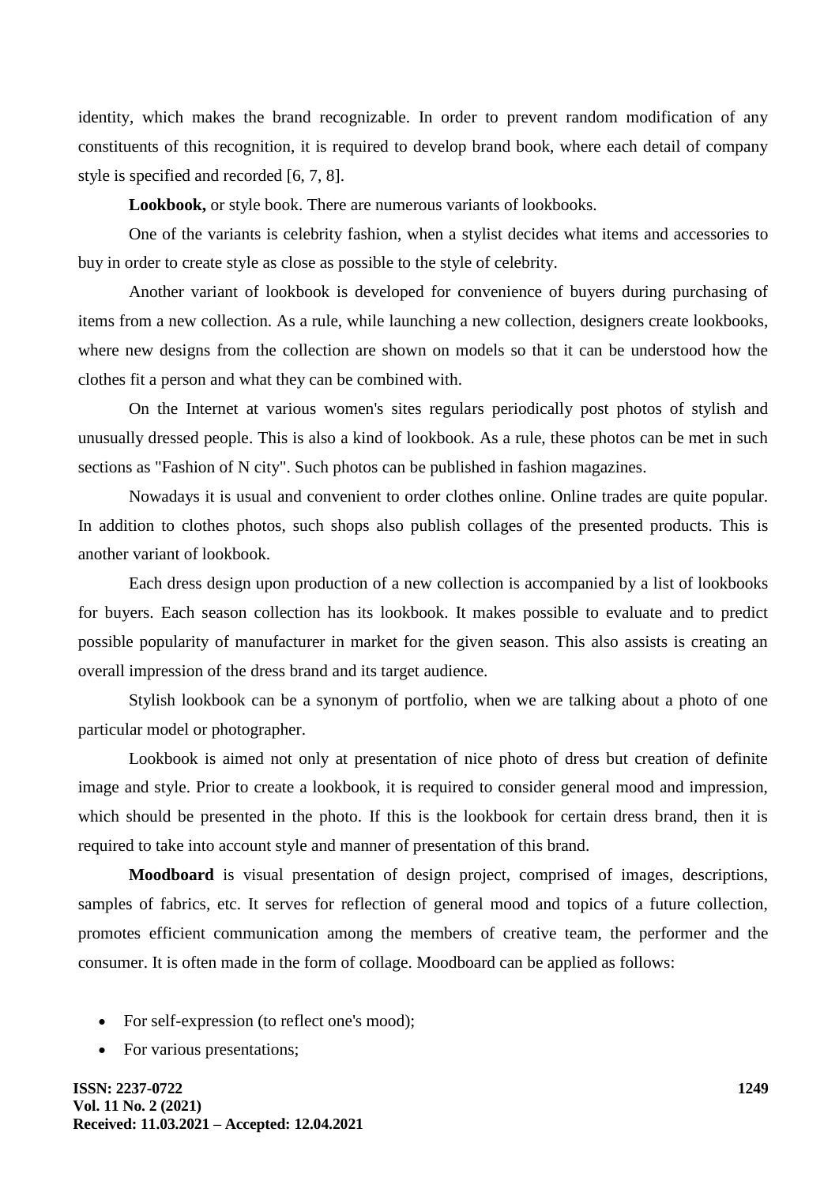identity, which makes the brand recognizable. In order to prevent random modification of any constituents of this recognition, it is required to develop brand book, where each detail of company style is specified and recorded [6, 7, 8].

**Lookbook,** or style book. There are numerous variants of lookbooks.

One of the variants is celebrity fashion, when a stylist decides what items and accessories to buy in order to create style as close as possible to the style of celebrity.

Another variant of lookbook is developed for convenience of buyers during purchasing of items from a new collection. As a rule, while launching a new collection, designers create lookbooks, where new designs from the collection are shown on models so that it can be understood how the clothes fit a person and what they can be combined with.

On the Internet at various women's sites regulars periodically post photos of stylish and unusually dressed people. This is also a kind of lookbook. As a rule, these photos can be met in such sections as "Fashion of N city". Such photos can be published in fashion magazines.

Nowadays it is usual and convenient to order clothes online. Online trades are quite popular. In addition to clothes photos, such shops also publish collages of the presented products. This is another variant of lookbook.

Each dress design upon production of a new collection is accompanied by a list of lookbooks for buyers. Each season collection has its lookbook. It makes possible to evaluate and to predict possible popularity of manufacturer in market for the given season. This also assists is creating an overall impression of the dress brand and its target audience.

Stylish lookbook can be a synonym of portfolio, when we are talking about a photo of one particular model or photographer.

Lookbook is aimed not only at presentation of nice photo of dress but creation of definite image and style. Prior to create a lookbook, it is required to consider general mood and impression, which should be presented in the photo. If this is the lookbook for certain dress brand, then it is required to take into account style and manner of presentation of this brand.

**Moodboard** is visual presentation of design project, comprised of images, descriptions, samples of fabrics, etc. It serves for reflection of general mood and topics of a future collection, promotes efficient communication among the members of creative team, the performer and the consumer. It is often made in the form of collage. Moodboard can be applied as follows:

- For self-expression (to reflect one's mood);
- For various presentations;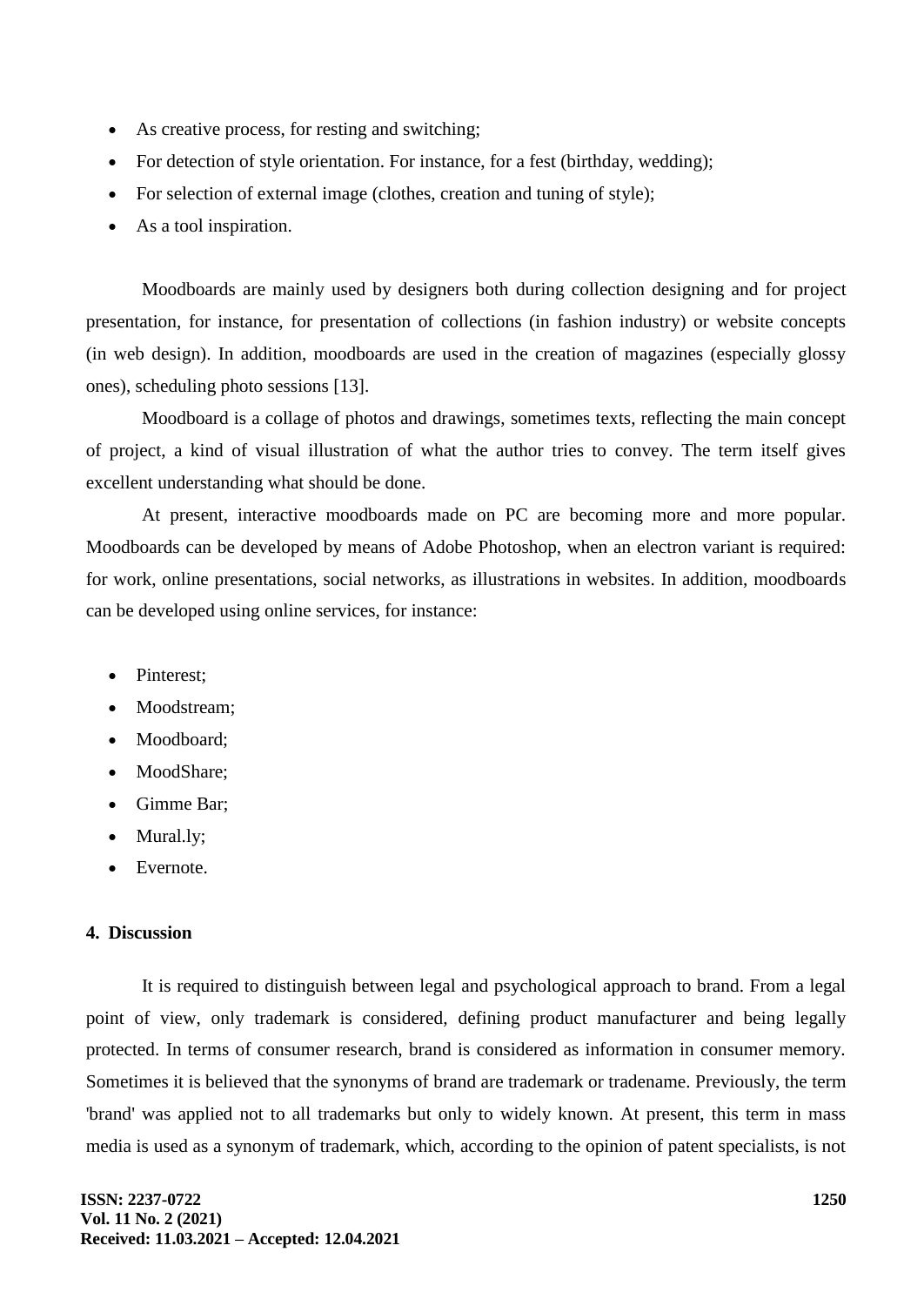- As creative process, for resting and switching;
- For detection of style orientation. For instance, for a fest (birthday, wedding);
- For selection of external image (clothes, creation and tuning of style);
- As a tool inspiration.

Moodboards are mainly used by designers both during collection designing and for project presentation, for instance, for presentation of collections (in fashion industry) or website concepts (in web design). In addition, moodboards are used in the creation of magazines (especially glossy ones), scheduling photo sessions [13].

Moodboard is a collage of photos and drawings, sometimes texts, reflecting the main concept of project, a kind of visual illustration of what the author tries to convey. The term itself gives excellent understanding what should be done.

At present, interactive moodboards made on PC are becoming more and more popular. Moodboards can be developed by means of Adobe Photoshop, when an electron variant is required: for work, online presentations, social networks, as illustrations in websites. In addition, moodboards can be developed using online services, for instance:

- Pinterest;
- Moodstream;
- Moodboard;
- MoodShare;
- Gimme Bar;
- Mural.ly;
- Evernote.

## 4. Discussion

It is required to distinguish between legal and psychological approach to brand. From a legal point of view, only trademark is considered, defining product manufacturer and being legally protected. In terms of consumer research, brand is considered as information in consumer memory. Sometimes it is believed that the synonyms of brand are trademark or tradename. Previously, the term 'brand' was applied not to all trademarks but only to widely known. At present, this term in mass media is used as a synonym of trademark, which, according to the opinion of patent specialists, is not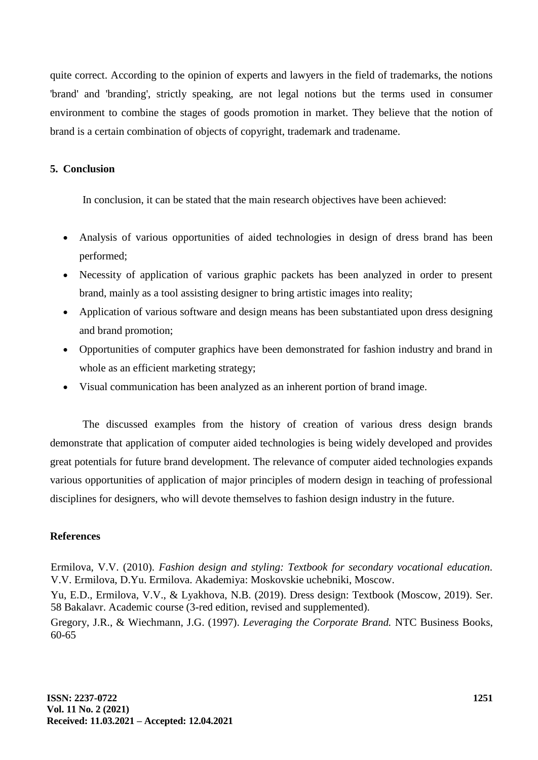quite correct. According to the opinion of experts and lawyers in the field of trademarks, the notions 'brand' and 'branding', strictly speaking, are not legal notions but the terms used in consumer environment to combine the stages of goods promotion in market. They believe that the notion of brand is a certain combination of objects of copyright, trademark and tradename.

## 5. Conclusion

In conclusion, it can be stated that the main research objectives have been achieved:

- Analysis of various opportunities of aided technologies in design of dress brand has been performed;
- Necessity of application of various graphic packets has been analyzed in order to present brand, mainly as a tool assisting designer to bring artistic images into reality;
- Application of various software and design means has been substantiated upon dress designing and brand promotion;
- Opportunities of computer graphics have been demonstrated for fashion industry and brand in whole as an efficient marketing strategy;
- Visual communication has been analyzed as an inherent portion of brand image.

The discussed examples from the history of creation of various dress design brands demonstrate that application of computer aided technologies is being widely developed and provides great potentials for future brand development. The relevance of computer aided technologies expands various opportunities of application of major principles of modern design in teaching of professional disciplines for designers, who will devote themselves to fashion design industry in the future.

## References

Ermilova, V.V. (2010). *Fashion design and styling: Textbook for secondary vocational education*. V.V. Ermilova, D.Yu. Ermilova. Akademiya: Moskovskie uchebniki, Moscow.

Yu, E.D., Ermilova, V.V., & Lyakhova, N.B. (2019). Dress design: Textbook (Moscow, 2019). Ser. 58 Bakalavr. Academic course (3-red edition, revised and supplemented).

Gregory, J.R., & Wiechmann, J.G. (1997). *Leveraging the Corporate Brand.* NTC Business Books, 60-65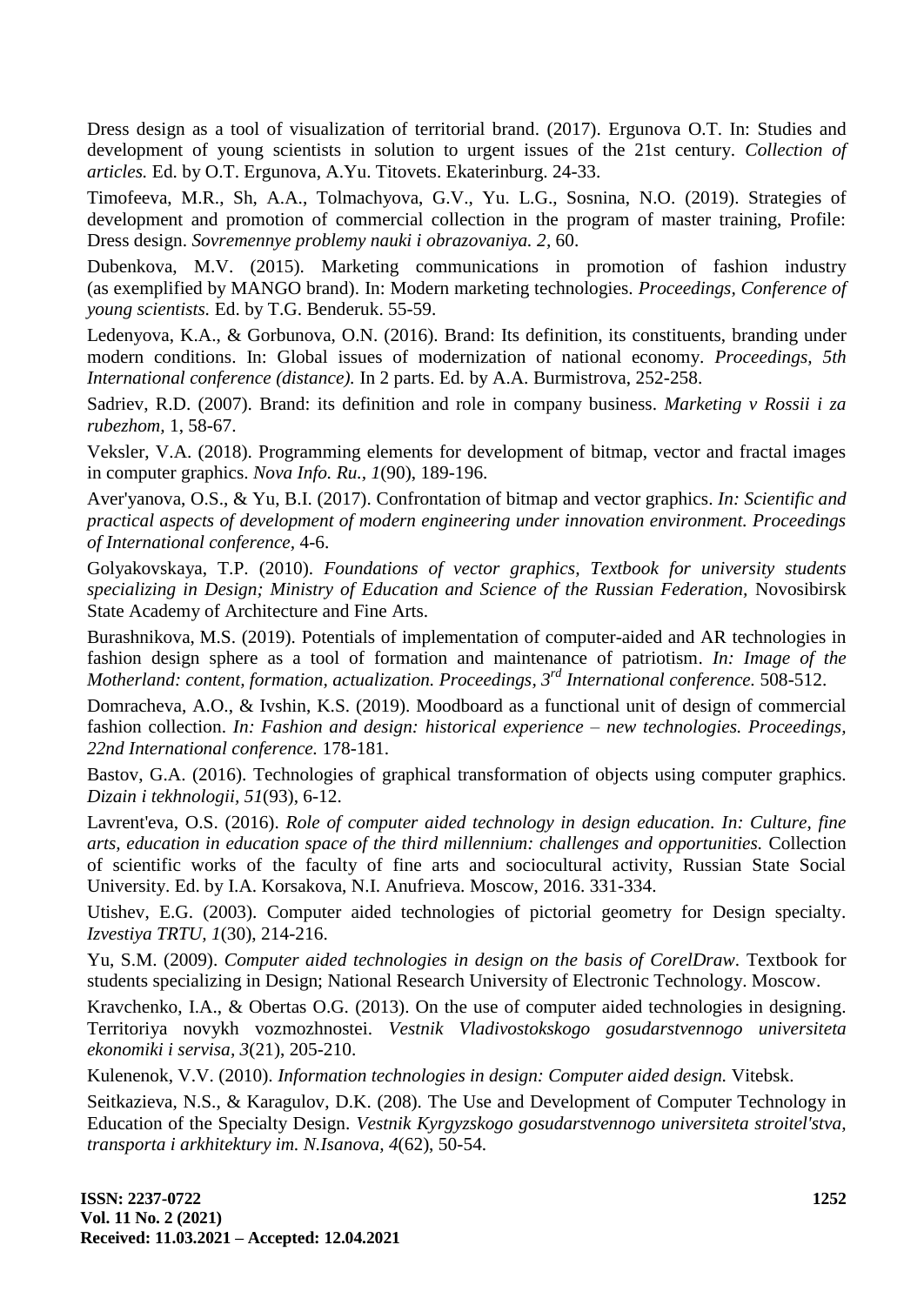Dress design as a tool of visualization of territorial brand. (2017). Ergunova O.T. In: Studies and development of young scientists in solution to urgent issues of the 21st century. *Collection of articles.* Ed. by O.T. Ergunova, A.Yu. Titovets. Ekaterinburg. 24-33.

Timofeeva, M.R., Sh, A.A., Tolmachyova, G.V., Yu. L.G., Sosnina, N.O. (2019). Strategies of development and promotion of commercial collection in the program of master training, Profile: Dress design. *Sovremennye problemy nauki i obrazovaniya. 2,* 60.

Dubenkova, M.V. (2015). Marketing communications in promotion of fashion industry (as exemplified by MANGO brand). In: Modern marketing technologies. *Proceedings, Conference of young scientists.* Ed. by T.G. Benderuk. 55-59.

Ledenyova, K.A., & Gorbunova, O.N. (2016). Brand: Its definition, its constituents, branding under modern conditions. In: Global issues of modernization of national economy. *Proceedings, 5th International conference (distance).* In 2 parts. Ed. by A.A. Burmistrova, 252-258.

Sadriev, R.D. (2007). Brand: its definition and role in company business. *Marketing v Rossii i za rubezhom,* 1, 58-67.

Veksler, V.A. (2018). Programming elements for development of bitmap, vector and fractal images in computer graphics. *Nova Info. Ru., 1*(90), 189-196.

Aver'yanova, O.S., & Yu, B.I. (2017). Confrontation of bitmap and vector graphics. *In: Scientific and practical aspects of development of modern engineering under innovation environment. Proceedings of International conference,* 4-6.

Golyakovskaya, T.P. (2010). *Foundations of vector graphics, Textbook for university students specializing in Design; Ministry of Education and Science of the Russian Federation,* Novosibirsk State Academy of Architecture and Fine Arts.

Burashnikova, M.S. (2019). Potentials of implementation of computer-aided and AR technologies in fashion design sphere as a tool of formation and maintenance of patriotism. *In: Image of the Motherland: content, formation, actualization. Proceedings, 3rd International conference.* 508-512.

Domracheva, A.O., & Ivshin, K.S. (2019). Moodboard as a functional unit of design of commercial fashion collection. *In: Fashion and design: historical experience – new technologies. Proceedings, 22nd International conference.* 178-181.

Bastov, G.A. (2016). Technologies of graphical transformation of objects using computer graphics. *Dizain i tekhnologii, 51*(93), 6-12.

Lavrent'eva, O.S. (2016). *Role of computer aided technology in design education. In: Culture, fine arts, education in education space of the third millennium: challenges and opportunities.* Collection of scientific works of the faculty of fine arts and sociocultural activity, Russian State Social University. Ed. by I.A. Korsakova, N.I. Anufrieva. Moscow, 2016. 331-334.

Utishev, E.G. (2003). Computer aided technologies of pictorial geometry for Design specialty. *Izvestiya TRTU, 1*(30), 214-216.

Yu, S.M. (2009). *Computer aided technologies in design on the basis of CorelDraw*. Textbook for students specializing in Design; National Research University of Electronic Technology. Moscow.

Kravchenko, I.A., & Obertas O.G. (2013). On the use of computer aided technologies in designing. Territoriya novykh vozmozhnostei. *Vestnik Vladivostokskogo gosudarstvennogo universiteta ekonomiki i servisa, 3*(21), 205-210.

Kulenenok, V.V. (2010). *Information technologies in design: Computer aided design.* Vitebsk.

Seitkazieva, N.S., & Karagulov, D.K. (208). The Use and Development of Computer Technology in Education of the Specialty Design. *Vestnik Kyrgyzskogo gosudarstvennogo universiteta stroitel'stva, transporta i arkhitektury im. N.Isanova, 4*(62), 50-54.